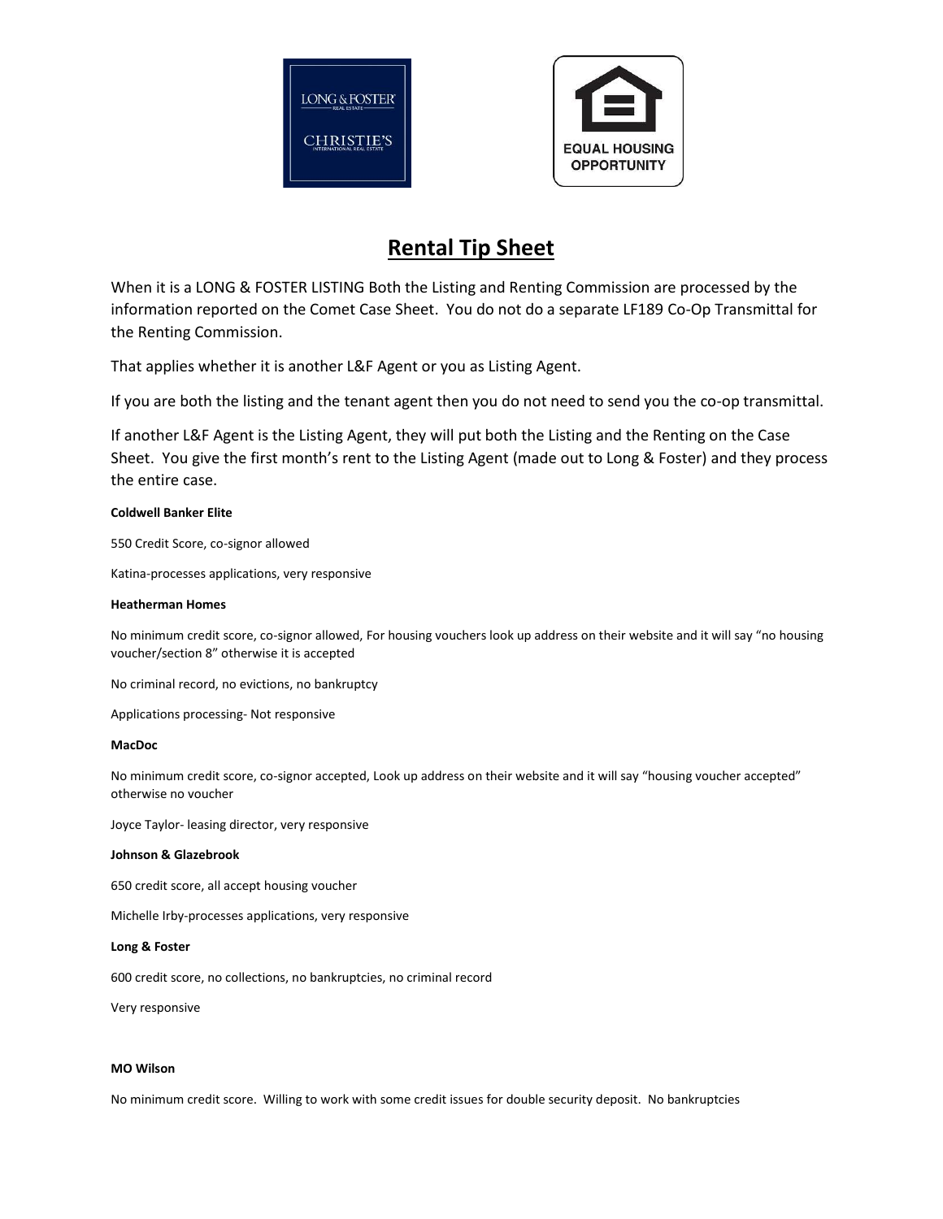# Rental Tip Sheet

When it is a LONG & FOSTER LISTING Both the Listing and Renting Commission are processed by the information reported on the Comet Case Sheet. You do not do a separate LF189 Co-Op Transmittal for the Renting Commission.

That applies whether it is another L&F Agent or you as Listing Agent.

If you are both the listing and the tenant agent then you do not need to send you the co-op transmittal.

If another L&F Agent is the Listing Agent, they will put both the Listing and the Renting on the Case Sheet. You give the first month's rent to the Listing Agent (made out to Long & Foster) and they process the entire case.

**Coldwell Banker Elite**

550 Credit Score, co-signor allowed

Katina-processes applications, very responsive

**Heatherman Homes**

No minimum credit score, co-signor allowed, For housing vouchers look up address on their website and it will say "no housing voucher/section 8" otherwise it is accepted

No criminal record, no evictions, no bankruptcy

Applications processing- Not responsive

**MacDoc**

No minimum credit score, co-signor accepted, Look up address on their website and it will say "housing voucher accepted" otherwise no voucher

Joyce Taylor- leasing director, very responsive

**Johnson & Glazebrook**

650 credit score, all accept housing voucher

Michelle Irby-processes applications, very responsive

**Long & Foster**

600 credit score, no collections, no bankruptcies, no criminal record

Very responsive

**MO Wilson**

No minimum credit score. Willing to work with some credit issues for double security deposit. No bankruptcies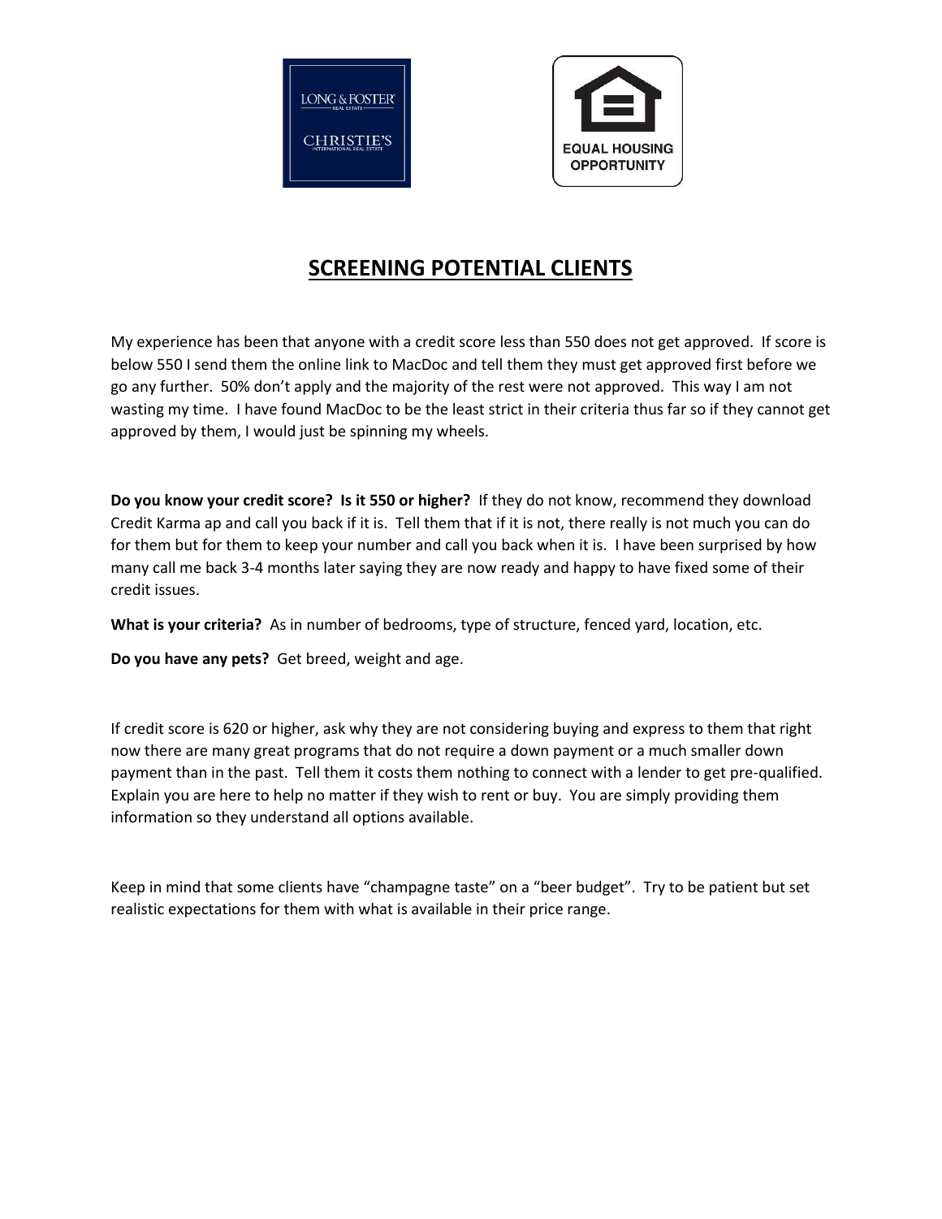# SCREENING POTENTIAL CLIENTS

My experience has been that anyone with a credit score less than 550 does not get approved. If score is below 550 I send them the online link to MacDoc and tell them they must get approved first before we go any further. 50% don't apply and the majority of the rest were not approved. This way I am not wasting my time. I have found MacDoc to be the least strict in their criteria thus far so if they cannot get approved by them, I would just be spinning my wheels.

**Do you know your credit score? Is it 550 or higher?** If they do not know, recommend they download Credit Karma ap and call you back if it is. Tell them that if it is not, there really is not much you can do for them but for them to keep your number and call you back when it is. I have been surprised by how many call me back 3-4 months later saying they are now ready and happy to have fixed some of their credit issues.

**What is your criteria?** As in number of bedrooms, type of structure, fenced yard, location, etc.

**Do you have any pets?** Get breed, weight and age.

If credit score is 620 or higher, ask why they are not considering buying and express to them that right now there are many great programs that do not require a down payment or a much smaller down payment than in the past. Tell them it costs them nothing to connect with a lender to get pre-qualified. Explain you are here to help no matter if they wish to rent or buy. You are simply providing them information so they understand all options available.

Keep in mind that some clients have "champagne taste" on a "beer budget". Try to be patient but set realistic expectations for them with what is available in their price range.